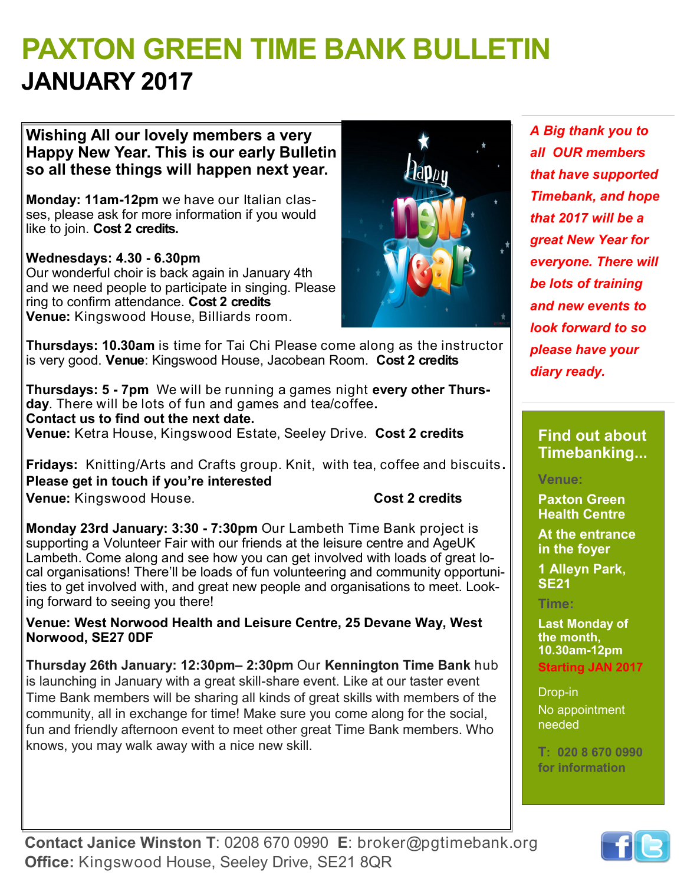# PAXTON GREEN TIME BANK BULLETIN

## JANUARY 2017

**Wishing All our lovely members a very Happy New Year. This is our early Bulletin so all these things will happen next year.**

**Monday: 11am-12pm** w*e* have our Italian classes, please ask for more information if you would like to join. **Cost 2 credits.**

**Wednesdays: 4.30 - 6.30pm**
Our wonderful choir is back again in January 4th and we need people to participate in singing. Please ring to confirm attendance. **Cost 2 credits**
**Venue:** Kingswood House, Billiards room.

**Thursdays: 10.30am** is time for Tai Chi Please come along as the instructor is very good. **Venue**: Kingswood House, Jacobean Room. **Cost 2 credits**

**Thursdays: 5 - 7pm** We will be running a games night **every other Thursday**. There will be lots of fun and games and tea/coffee.
**Contact us to find out the next date.**
**Venue:** Ketra House, Kingswood Estate, Seeley Drive. **Cost 2 credits**

**Fridays:** Knitting/Arts and Crafts group. Knit, with tea, coffee and biscuits.
**Please get in touch if you're interested**
**Venue:** Kingswood House. **Cost 2 credits**

**Monday 23rd January: 3:30 - 7:30pm** Our Lambeth Time Bank project is supporting a Volunteer Fair with our friends at the leisure centre and AgeUK Lambeth. Come along and see how you can get involved with loads of great local organisations! There'll be loads of fun volunteering and community opportunities to get involved with, and great new people and organisations to meet. Looking forward to seeing you there!

**Venue: West Norwood Health and Leisure Centre, 25 Devane Way, West Norwood, SE27 0DF**

**Thursday 26th January: 12:30pm– 2:30pm** Our **Kennington Time Bank** hub is launching in January with a great skill-share event. Like at our taster event Time Bank members will be sharing all kinds of great skills with members of the community, all in exchange for time! Make sure you come along for the social, fun and friendly afternoon event to meet other great Time Bank members. Who knows, you may walk away with a nice new skill.

***A Big thank you to all OUR members that have supported Timebank, and hope that 2017 will be a great New Year for everyone. There will be lots of training and new events to look forward to so please have your diary ready.***

### Find out about Timebanking...

**Venue:**

**Paxton Green Health Centre**

**At the entrance in the foyer**

**1 Alleyn Park, SE21**

**Time:**

**Last Monday of the month, 10.30am-12pm**

**Starting JAN 2017**

Drop-in

No appointment needed

**T: 020 8 670 0990 for information**

**Contact Janice Winston T**: 0208 670 0990 **E**: broker@pgtimebank.org
**Office:** Kingswood House, Seeley Drive, SE21 8QR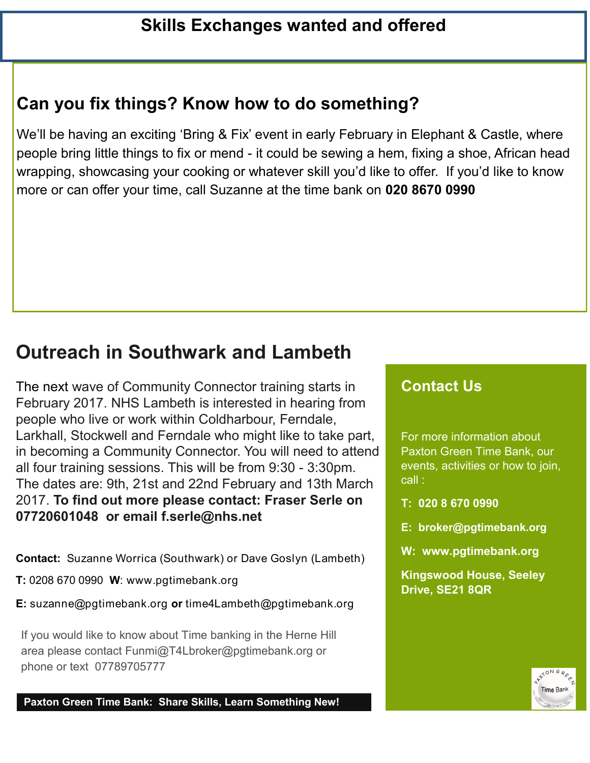# Skills Exchanges wanted and offered

## Can you fix things? Know how to do something?

We'll be having an exciting 'Bring & Fix' event in early February in Elephant & Castle, where people bring little things to fix or mend - it could be sewing a hem, fixing a shoe, African head wrapping, showcasing your cooking or whatever skill you'd like to offer. If you'd like to know more or can offer your time, call Suzanne at the time bank on **020 8670 0990**

## Outreach in Southwark and Lambeth

The next wave of Community Connector training starts in February 2017. NHS Lambeth is interested in hearing from people who live or work within Coldharbour, Ferndale, Larkhall, Stockwell and Ferndale who might like to take part, in becoming a Community Connector. You will need to attend all four training sessions. This will be from 9:30 - 3:30pm. The dates are: 9th, 21st and 22nd February and 13th March 2017. **To find out more please contact: Fraser Serle on 07720601048 or email f.serle@nhs.net**

**Contact:** Suzanne Worrica (Southwark) or Dave Goslyn (Lambeth)

**T:** 0208 670 0990 **W**: www.pgtimebank.org

**E:** suzanne@pgtimebank.org **or** time4Lambeth@pgtimebank.org

If you would like to know about Time banking in the Herne Hill area please contact Funmi@T4Lbroker@pgtimebank.org or phone or text 07789705777

**Paxton Green Time Bank: Share Skills, Learn Something New!**

## Contact Us

For more information about Paxton Green Time Bank, our events, activities or how to join, call :

**T: 020 8 670 0990**

**E: broker@pgtimebank.org**

**W: www.pgtimebank.org**

**Kingswood House, Seeley Drive, SE21 8QR**